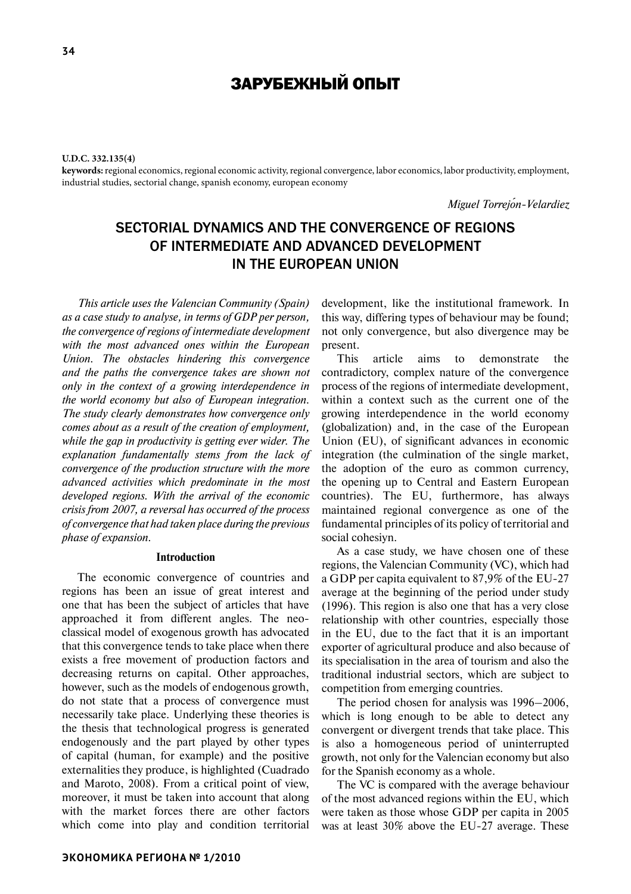# ЗАРУБЕЖНЫЙ ОПЫТ

**U.D.C. 332.135(4)**

**keywords:** regional economics, regional economic activity, regional convergence, labor economics, labor productivity, employment, industrial studies, sectorial change, spanish economy, european economy

*Miguel Torrejón-Velardiez*

## SECTORIAL DYNAMICS AND THE CONVERGENCE OF REGIONS OF INTERMEDIATE AND ADVANCED DEVELOPMENT IN THE EUROPEAN UNION

*This article uses the Valencian Community (Spain) as a case study to analyse, in terms of GDP per person, the convergence of regions of intermediate development with the most advanced ones within the European Union. The obstacles hindering this convergence and the paths the convergence takes are shown not only in the context of a growing interdependence in the world economy but also of European integration. The study clearly demonstrates how convergence only comes about as a result of the creation of employment, while the gap in productivity is getting ever wider. The explanation fundamentally stems from the lack of convergence of the production structure with the more advanced activities which predominate in the most developed regions. With the arrival of the economic crisis from 2007, a reversal has occurred of the process of convergence that had taken place during the previous phase of expansion.*

### Introduction

The economic convergence of countries and regions has been an issue of great interest and one that has been the subject of articles that have approached it from different angles. The neo-classical model of exogenous growth has advocated that this convergence tends to take place when there exists a free movement of production factors and decreasing returns on capital. Other approaches, however, such as the models of endogenous growth, do not state that a process of convergence must necessarily take place. Underlying these theories is the thesis that technological progress is generated endogenously and the part played by other types of capital (human, for example) and the positive externalities they produce, is highlighted (Cuadrado and Maroto, 2008). From a critical point of view, moreover, it must be taken into account that along with the market forces there are other factors which come into play and condition territorial development, like the institutional framework. In this way, differing types of behaviour may be found; not only convergence, but also divergence may be present.

This article aims to demonstrate the contradictory, complex nature of the convergence process of the regions of intermediate development, within a context such as the current one of the growing interdependence in the world economy (globalization) and, in the case of the European Union (EU), of significant advances in economic integration (the culmination of the single market, the adoption of the euro as common currency, the opening up to Central and Eastern European countries). The EU, furthermore, has always maintained regional convergence as one of the fundamental principles of its policy of territorial and social cohesiyn.

As a case study, we have chosen one of these regions, the Valencian Community (VC), which had a GDP per capita equivalent to 87,9% of the EU-27 average at the beginning of the period under study (1996). This region is also one that has a very close relationship with other countries, especially those in the EU, due to the fact that it is an important exporter of agricultural produce and also because of its specialisation in the area of tourism and also the traditional industrial sectors, which are subject to competition from emerging countries.

The period chosen for analysis was 1996–2006, which is long enough to be able to detect any convergent or divergent trends that take place. This is also a homogeneous period of uninterrupted growth, not only for the Valencian economy but also for the Spanish economy as a whole.

The VC is compared with the average behaviour of the most advanced regions within the EU, which were taken as those whose GDP per capita in 2005 was at least 30% above the EU-27 average. These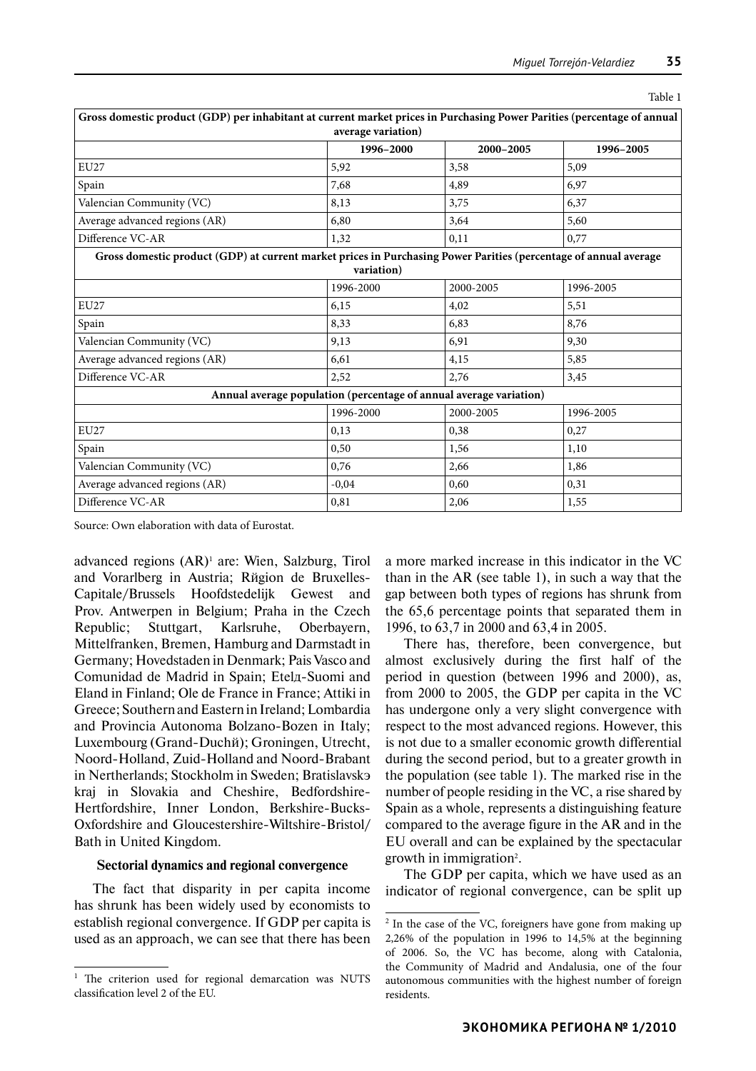Table 1

| Gross domestic product (GDP) per inhabitant at current market prices in Purchasing Power Parities (percentage of annual average variation) | | | |
|---|---|---|---|
| | 1996–2000 | 2000–2005 | 1996–2005 |
| EU27 | 5,92 | 3,58 | 5,09 |
| Spain | 7,68 | 4,89 | 6,97 |
| Valencian Community (VC) | 8,13 | 3,75 | 6,37 |
| Average advanced regions (AR) | 6,80 | 3,64 | 5,60 |
| Difference VC-AR | 1,32 | 0,11 | 0,77 |
| **Gross domestic product (GDP) at current market prices in Purchasing Power Parities (percentage of annual average variation)** | | | |
| | 1996-2000 | 2000-2005 | 1996-2005 |
| EU27 | 6,15 | 4,02 | 5,51 |
| Spain | 8,33 | 6,83 | 8,76 |
| Valencian Community (VC) | 9,13 | 6,91 | 9,30 |
| Average advanced regions (AR) | 6,61 | 4,15 | 5,85 |
| Difference VC-AR | 2,52 | 2,76 | 3,45 |
| **Annual average population (percentage of annual average variation)** | | | |
| | 1996-2000 | 2000-2005 | 1996-2005 |
| EU27 | 0,13 | 0,38 | 0,27 |
| Spain | 0,50 | 1,56 | 1,10 |
| Valencian Community (VC) | 0,76 | 2,66 | 1,86 |
| Average advanced regions (AR) | -0,04 | 0,60 | 0,31 |
| Difference VC-AR | 0,81 | 2,06 | 1,55 |

Source: Own elaboration with data of Eurostat.

advanced regions (AR)[1] are: Wien, Salzburg, Tirol and Vorarlberg in Austria; Rйgion de Bruxelles-Capitale/Brussels Hoofdstedelijk Gewest and Prov. Antwerpen in Belgium; Praha in the Czech Republic; Stuttgart, Karlsruhe, Oberbayern, Mittelfranken, Bremen, Hamburg and Darmstadt in Germany; Hovedstaden in Denmark; Pais Vasco and Comunidad de Madrid in Spain; Etelд-Suomi and Eland in Finland; Ole de France in France; Attiki in Greece; Southern and Eastern in Ireland; Lombardia and Provincia Autonoma Bolzano-Bozen in Italy; Luxembourg (Grand-Duchй); Groningen, Utrecht, Noord-Holland, Zuid-Holland and Noord-Brabant in Nertherlands; Stockholm in Sweden; Bratislavskэ kraj in Slovakia and Cheshire, Bedfordshire-Hertfordshire, Inner London, Berkshire-Bucks-Oxfordshire and Gloucestershire-Wiltshire-Bristol/Bath in United Kingdom.

### Sectorial dynamics and regional convergence

The fact that disparity in per capita income has shrunk has been widely used by economists to establish regional convergence. If GDP per capita is used as an approach, we can see that there has been a more marked increase in this indicator in the VC than in the AR (see table 1), in such a way that the gap between both types of regions has shrunk from the 65,6 percentage points that separated them in 1996, to 63,7 in 2000 and 63,4 in 2005.

There has, therefore, been convergence, but almost exclusively during the first half of the period in question (between 1996 and 2000), as, from 2000 to 2005, the GDP per capita in the VC has undergone only a very slight convergence with respect to the most advanced regions. However, this is not due to a smaller economic growth differential during the second period, but to a greater growth in the population (see table 1). The marked rise in the number of people residing in the VC, a rise shared by Spain as a whole, represents a distinguishing feature compared to the average figure in the AR and in the EU overall and can be explained by the spectacular growth in immigration[2].

The GDP per capita, which we have used as an indicator of regional convergence, can be split up

---

[1] The criterion used for regional demarcation was NUTS classification level 2 of the EU.

[2] In the case of the VC, foreigners have gone from making up 2,26% of the population in 1996 to 14,5% at the beginning of 2006. So, the VC has become, along with Catalonia, the Community of Madrid and Andalusia, one of the four autonomous communities with the highest number of foreign residents.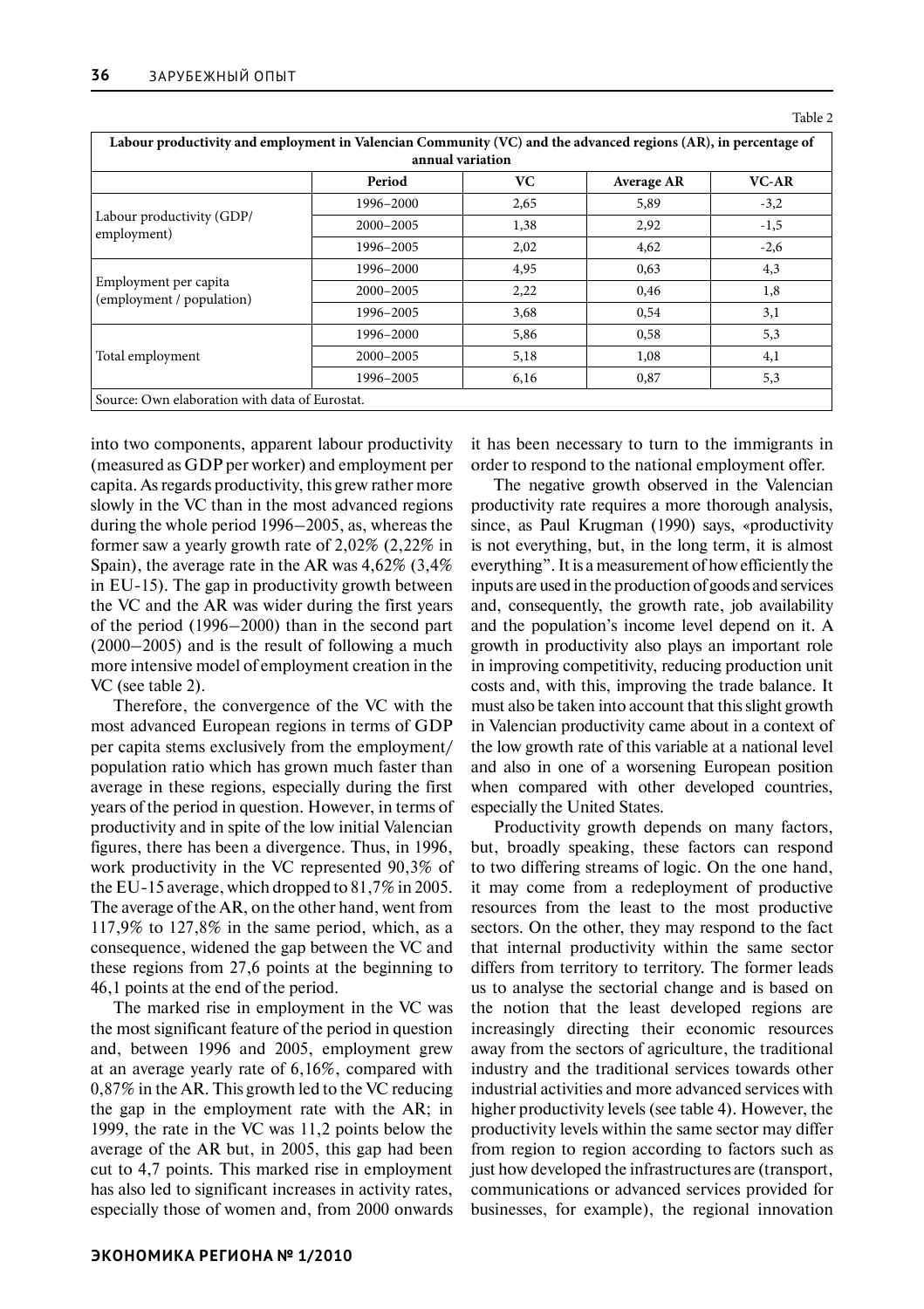Table 2

| Labour productivity and employment in Valencian Community (VC) and the advanced regions (AR), in percentage of annual variation | | | | |
|---|---|---|---|---|
| | Period | VC | Average AR | VC-AR |
| Labour productivity (GDP/employment) | 1996–2000 | 2,65 | 5,89 | -3,2 |
| | 2000–2005 | 1,38 | 2,92 | -1,5 |
| | 1996–2005 | 2,02 | 4,62 | -2,6 |
| Employment per capita (employment / population) | 1996–2000 | 4,95 | 0,63 | 4,3 |
| | 2000–2005 | 2,22 | 0,46 | 1,8 |
| | 1996–2005 | 3,68 | 0,54 | 3,1 |
| Total employment | 1996–2000 | 5,86 | 0,58 | 5,3 |
| | 2000–2005 | 5,18 | 1,08 | 4,1 |
| | 1996–2005 | 6,16 | 0,87 | 5,3 |

Source: Own elaboration with data of Eurostat.

into two components, apparent labour productivity (measured as GDP per worker) and employment per capita. As regards productivity, this grew rather more slowly in the VC than in the most advanced regions during the whole period 1996–2005, as, whereas the former saw a yearly growth rate of 2,02% (2,22% in Spain), the average rate in the AR was 4,62% (3,4% in EU-15). The gap in productivity growth between the VC and the AR was wider during the first years of the period (1996–2000) than in the second part (2000–2005) and is the result of following a much more intensive model of employment creation in the VC (see table 2).

Therefore, the convergence of the VC with the most advanced European regions in terms of GDP per capita stems exclusively from the employment/population ratio which has grown much faster than average in these regions, especially during the first years of the period in question. However, in terms of productivity and in spite of the low initial Valencian figures, there has been a divergence. Thus, in 1996, work productivity in the VC represented 90,3% of the EU-15 average, which dropped to 81,7% in 2005. The average of the AR, on the other hand, went from 117,9% to 127,8% in the same period, which, as a consequence, widened the gap between the VC and these regions from 27,6 points at the beginning to 46,1 points at the end of the period.

The marked rise in employment in the VC was the most significant feature of the period in question and, between 1996 and 2005, employment grew at an average yearly rate of 6,16%, compared with 0,87% in the AR. This growth led to the VC reducing the gap in the employment rate with the AR; in 1999, the rate in the VC was 11,2 points below the average of the AR but, in 2005, this gap had been cut to 4,7 points. This marked rise in employment has also led to significant increases in activity rates, especially those of women and, from 2000 onwards it has been necessary to turn to the immigrants in order to respond to the national employment offer.

The negative growth observed in the Valencian productivity rate requires a more thorough analysis, since, as Paul Krugman (1990) says, «productivity is not everything, but, in the long term, it is almost everything". It is a measurement of how efficiently the inputs are used in the production of goods and services and, consequently, the growth rate, job availability and the population's income level depend on it. A growth in productivity also plays an important role in improving competitivity, reducing production unit costs and, with this, improving the trade balance. It must also be taken into account that this slight growth in Valencian productivity came about in a context of the low growth rate of this variable at a national level and also in one of a worsening European position when compared with other developed countries, especially the United States.

Productivity growth depends on many factors, but, broadly speaking, these factors can respond to two differing streams of logic. On the one hand, it may come from a redeployment of productive resources from the least to the most productive sectors. On the other, they may respond to the fact that internal productivity within the same sector differs from territory to territory. The former leads us to analyse the sectorial change and is based on the notion that the least developed regions are increasingly directing their economic resources away from the sectors of agriculture, the traditional industry and the traditional services towards other industrial activities and more advanced services with higher productivity levels (see table 4). However, the productivity levels within the same sector may differ from region to region according to factors such as just how developed the infrastructures are (transport, communications or advanced services provided for businesses, for example), the regional innovation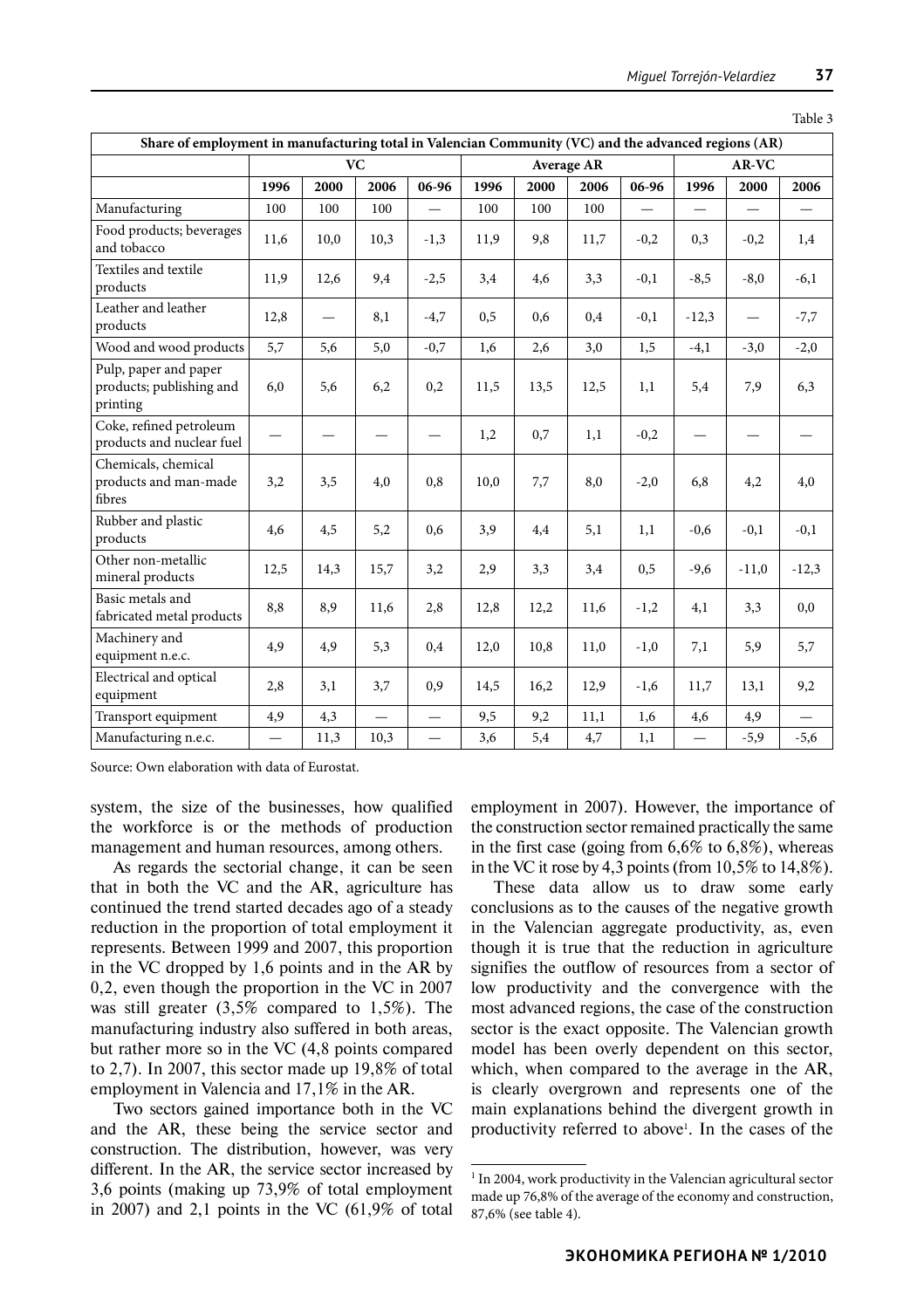Table 3

| Share of employment in manufacturing total in Valencian Community (VC) and the advanced regions (AR) | | | | | | | | | | | |
|---|---|---|---|---|---|---|---|---|---|---|---|
| | VC | | | | Average AR | | | | AR-VC | | |
| | 1996 | 2000 | 2006 | 06-96 | 1996 | 2000 | 2006 | 06-96 | 1996 | 2000 | 2006 |
| Manufacturing | 100 | 100 | 100 | — | 100 | 100 | 100 | — | — | — | — |
| Food products; beverages and tobacco | 11,6 | 10,0 | 10,3 | -1,3 | 11,9 | 9,8 | 11,7 | -0,2 | 0,3 | -0,2 | 1,4 |
| Textiles and textile products | 11,9 | 12,6 | 9,4 | -2,5 | 3,4 | 4,6 | 3,3 | -0,1 | -8,5 | -8,0 | -6,1 |
| Leather and leather products | 12,8 | — | 8,1 | -4,7 | 0,5 | 0,6 | 0,4 | -0,1 | -12,3 | — | -7,7 |
| Wood and wood products | 5,7 | 5,6 | 5,0 | -0,7 | 1,6 | 2,6 | 3,0 | 1,5 | -4,1 | -3,0 | -2,0 |
| Pulp, paper and paper products; publishing and printing | 6,0 | 5,6 | 6,2 | 0,2 | 11,5 | 13,5 | 12,5 | 1,1 | 5,4 | 7,9 | 6,3 |
| Coke, refined petroleum products and nuclear fuel | — | — | — | — | 1,2 | 0,7 | 1,1 | -0,2 | — | — | — |
| Chemicals, chemical products and man-made fibres | 3,2 | 3,5 | 4,0 | 0,8 | 10,0 | 7,7 | 8,0 | -2,0 | 6,8 | 4,2 | 4,0 |
| Rubber and plastic products | 4,6 | 4,5 | 5,2 | 0,6 | 3,9 | 4,4 | 5,1 | 1,1 | -0,6 | -0,1 | -0,1 |
| Other non-metallic mineral products | 12,5 | 14,3 | 15,7 | 3,2 | 2,9 | 3,3 | 3,4 | 0,5 | -9,6 | -11,0 | -12,3 |
| Basic metals and fabricated metal products | 8,8 | 8,9 | 11,6 | 2,8 | 12,8 | 12,2 | 11,6 | -1,2 | 4,1 | 3,3 | 0,0 |
| Machinery and equipment n.e.c. | 4,9 | 4,9 | 5,3 | 0,4 | 12,0 | 10,8 | 11,0 | -1,0 | 7,1 | 5,9 | 5,7 |
| Electrical and optical equipment | 2,8 | 3,1 | 3,7 | 0,9 | 14,5 | 16,2 | 12,9 | -1,6 | 11,7 | 13,1 | 9,2 |
| Transport equipment | 4,9 | 4,3 | — | — | 9,5 | 9,2 | 11,1 | 1,6 | 4,6 | 4,9 | — |
| Manufacturing n.e.c. | — | 11,3 | 10,3 | — | 3,6 | 5,4 | 4,7 | 1,1 | — | -5,9 | -5,6 |

Source: Own elaboration with data of Eurostat.

system, the size of the businesses, how qualified the workforce is or the methods of production management and human resources, among others.

As regards the sectorial change, it can be seen that in both the VC and the AR, agriculture has continued the trend started decades ago of a steady reduction in the proportion of total employment it represents. Between 1999 and 2007, this proportion in the VC dropped by 1,6 points and in the AR by 0,2, even though the proportion in the VC in 2007 was still greater (3,5% compared to 1,5%). The manufacturing industry also suffered in both areas, but rather more so in the VC (4,8 points compared to 2,7). In 2007, this sector made up 19,8% of total employment in Valencia and 17,1% in the AR.

Two sectors gained importance both in the VC and the AR, these being the service sector and construction. The distribution, however, was very different. In the AR, the service sector increased by 3,6 points (making up 73,9% of total employment in 2007) and 2,1 points in the VC (61,9% of total employment in 2007). However, the importance of the construction sector remained practically the same in the first case (going from 6,6% to 6,8%), whereas in the VC it rose by 4,3 points (from 10,5% to 14,8%).

These data allow us to draw some early conclusions as to the causes of the negative growth in the Valencian aggregate productivity, as, even though it is true that the reduction in agriculture signifies the outflow of resources from a sector of low productivity and the convergence with the most advanced regions, the case of the construction sector is the exact opposite. The Valencian growth model has been overly dependent on this sector, which, when compared to the average in the AR, is clearly overgrown and represents one of the main explanations behind the divergent growth in productivity referred to above[1]. In the cases of the

[1] In 2004, work productivity in the Valencian agricultural sector made up 76,8% of the average of the economy and construction, 87,6% (see table 4).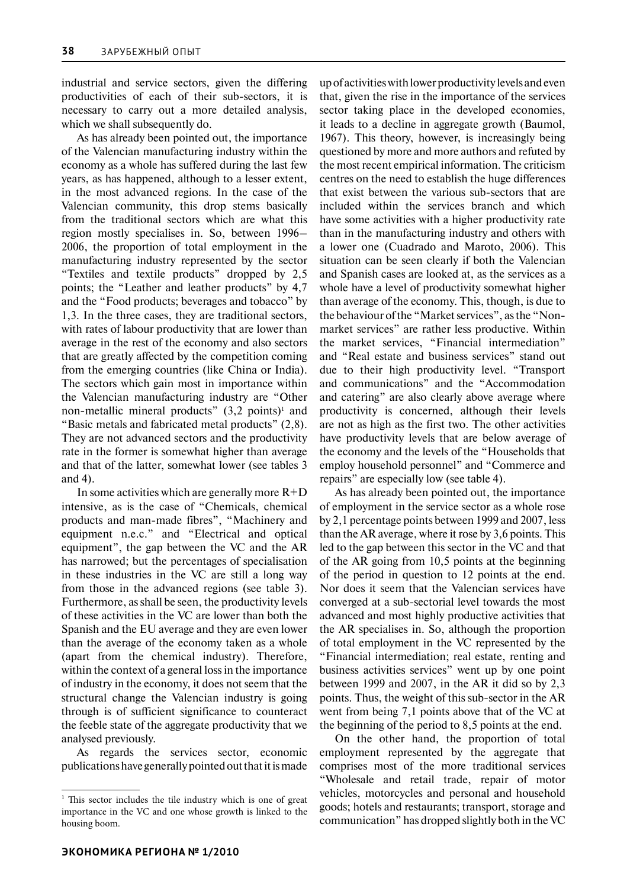industrial and service sectors, given the differing productivities of each of their sub-sectors, it is necessary to carry out a more detailed analysis, which we shall subsequently do.

As has already been pointed out, the importance of the Valencian manufacturing industry within the economy as a whole has suffered during the last few years, as has happened, although to a lesser extent, in the most advanced regions. In the case of the Valencian community, this drop stems basically from the traditional sectors which are what this region mostly specialises in. So, between 1996–2006, the proportion of total employment in the manufacturing industry represented by the sector "Textiles and textile products" dropped by 2,5 points; the "Leather and leather products" by 4,7 and the "Food products; beverages and tobacco" by 1,3. In the three cases, they are traditional sectors, with rates of labour productivity that are lower than average in the rest of the economy and also sectors that are greatly affected by the competition coming from the emerging countries (like China or India). The sectors which gain most in importance within the Valencian manufacturing industry are "Other non-metallic mineral products" (3,2 points)[1] and "Basic metals and fabricated metal products" (2,8). They are not advanced sectors and the productivity rate in the former is somewhat higher than average and that of the latter, somewhat lower (see tables 3 and 4).

In some activities which are generally more R+D intensive, as is the case of "Chemicals, chemical products and man-made fibres", "Machinery and equipment n.e.c." and "Electrical and optical equipment", the gap between the VC and the AR has narrowed; but the percentages of specialisation in these industries in the VC are still a long way from those in the advanced regions (see table 3). Furthermore, as shall be seen, the productivity levels of these activities in the VC are lower than both the Spanish and the EU average and they are even lower than the average of the economy taken as a whole (apart from the chemical industry). Therefore, within the context of a general loss in the importance of industry in the economy, it does not seem that the structural change the Valencian industry is going through is of sufficient significance to counteract the feeble state of the aggregate productivity that we analysed previously.

As regards the services sector, economic publications have generally pointed out that it is made up of activities with lower productivity levels and even that, given the rise in the importance of the services sector taking place in the developed economies, it leads to a decline in aggregate growth (Baumol, 1967). This theory, however, is increasingly being questioned by more and more authors and refuted by the most recent empirical information. The criticism centres on the need to establish the huge differences that exist between the various sub-sectors that are included within the services branch and which have some activities with a higher productivity rate than in the manufacturing industry and others with a lower one (Cuadrado and Maroto, 2006). This situation can be seen clearly if both the Valencian and Spanish cases are looked at, as the services as a whole have a level of productivity somewhat higher than average of the economy. This, though, is due to the behaviour of the "Market services", as the "Non-market services" are rather less productive. Within the market services, "Financial intermediation" and "Real estate and business services" stand out due to their high productivity level. "Transport and communications" and the "Accommodation and catering" are also clearly above average where productivity is concerned, although their levels are not as high as the first two. The other activities have productivity levels that are below average of the economy and the levels of the "Households that employ household personnel" and "Commerce and repairs" are especially low (see table 4).

As has already been pointed out, the importance of employment in the service sector as a whole rose by 2,1 percentage points between 1999 and 2007, less than the AR average, where it rose by 3,6 points. This led to the gap between this sector in the VC and that of the AR going from 10,5 points at the beginning of the period in question to 12 points at the end. Nor does it seem that the Valencian services have converged at a sub-sectorial level towards the most advanced and most highly productive activities that the AR specialises in. So, although the proportion of total employment in the VC represented by the "Financial intermediation; real estate, renting and business activities services" went up by one point between 1999 and 2007, in the AR it did so by 2,3 points. Thus, the weight of this sub-sector in the AR went from being 7,1 points above that of the VC at the beginning of the period to 8,5 points at the end.

On the other hand, the proportion of total employment represented by the aggregate that comprises most of the more traditional services "Wholesale and retail trade, repair of motor vehicles, motorcycles and personal and household goods; hotels and restaurants; transport, storage and communication" has dropped slightly both in the VC

[1] This sector includes the tile industry which is one of great importance in the VC and one whose growth is linked to the housing boom.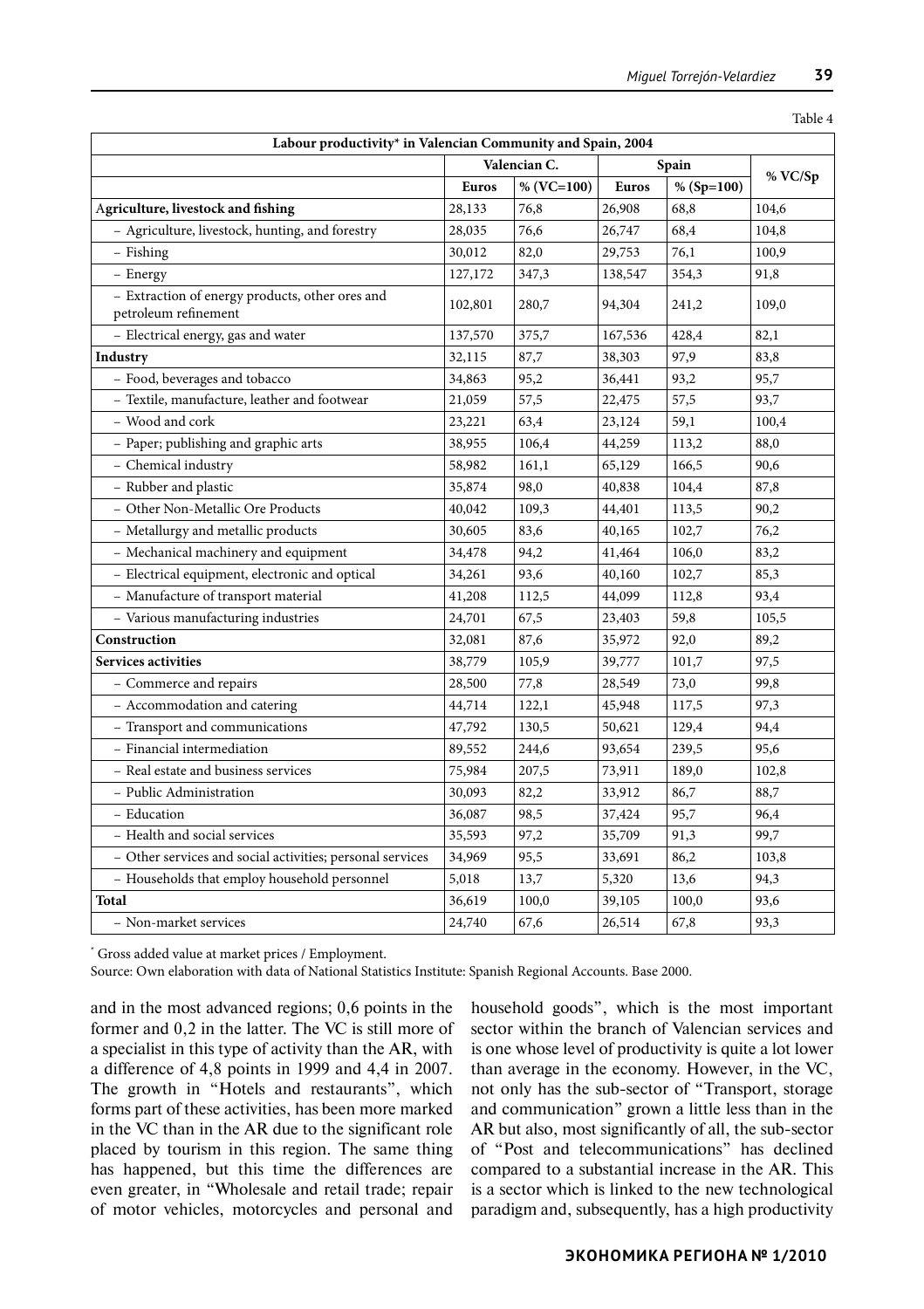Table 4

| Labour productivity* in Valencian Community and Spain, 2004 | | | | | |
|---|---|---|---|---|---|
| | Valencian C. | | Spain | | % VC/Sp |
| | Euros | % (VC=100) | Euros | % (Sp=100) | |
| **Agriculture, livestock and fishing** | 28,133 | 76,8 | 26,908 | 68,8 | 104,6 |
| – Agriculture, livestock, hunting, and forestry | 28,035 | 76,6 | 26,747 | 68,4 | 104,8 |
| – Fishing | 30,012 | 82,0 | 29,753 | 76,1 | 100,9 |
| – Energy | 127,172 | 347,3 | 138,547 | 354,3 | 91,8 |
| – Extraction of energy products, other ores and petroleum refinement | 102,801 | 280,7 | 94,304 | 241,2 | 109,0 |
| – Electrical energy, gas and water | 137,570 | 375,7 | 167,536 | 428,4 | 82,1 |
| **Industry** | 32,115 | 87,7 | 38,303 | 97,9 | 83,8 |
| – Food, beverages and tobacco | 34,863 | 95,2 | 36,441 | 93,2 | 95,7 |
| – Textile, manufacture, leather and footwear | 21,059 | 57,5 | 22,475 | 57,5 | 93,7 |
| – Wood and cork | 23,221 | 63,4 | 23,124 | 59,1 | 100,4 |
| – Paper; publishing and graphic arts | 38,955 | 106,4 | 44,259 | 113,2 | 88,0 |
| – Chemical industry | 58,982 | 161,1 | 65,129 | 166,5 | 90,6 |
| – Rubber and plastic | 35,874 | 98,0 | 40,838 | 104,4 | 87,8 |
| – Other Non-Metallic Ore Products | 40,042 | 109,3 | 44,401 | 113,5 | 90,2 |
| – Metallurgy and metallic products | 30,605 | 83,6 | 40,165 | 102,7 | 76,2 |
| – Mechanical machinery and equipment | 34,478 | 94,2 | 41,464 | 106,0 | 83,2 |
| – Electrical equipment, electronic and optical | 34,261 | 93,6 | 40,160 | 102,7 | 85,3 |
| – Manufacture of transport material | 41,208 | 112,5 | 44,099 | 112,8 | 93,4 |
| – Various manufacturing industries | 24,701 | 67,5 | 23,403 | 59,8 | 105,5 |
| **Construction** | 32,081 | 87,6 | 35,972 | 92,0 | 89,2 |
| **Services activities** | 38,779 | 105,9 | 39,777 | 101,7 | 97,5 |
| – Commerce and repairs | 28,500 | 77,8 | 28,549 | 73,0 | 99,8 |
| – Accommodation and catering | 44,714 | 122,1 | 45,948 | 117,5 | 97,3 |
| – Transport and communications | 47,792 | 130,5 | 50,621 | 129,4 | 94,4 |
| – Financial intermediation | 89,552 | 244,6 | 93,654 | 239,5 | 95,6 |
| – Real estate and business services | 75,984 | 207,5 | 73,911 | 189,0 | 102,8 |
| – Public Administration | 30,093 | 82,2 | 33,912 | 86,7 | 88,7 |
| – Education | 36,087 | 98,5 | 37,424 | 95,7 | 96,4 |
| – Health and social services | 35,593 | 97,2 | 35,709 | 91,3 | 99,7 |
| – Other services and social activities; personal services | 34,969 | 95,5 | 33,691 | 86,2 | 103,8 |
| – Households that employ household personnel | 5,018 | 13,7 | 5,320 | 13,6 | 94,3 |
| **Total** | 36,619 | 100,0 | 39,105 | 100,0 | 93,6 |
| – Non-market services | 24,740 | 67,6 | 26,514 | 67,8 | 93,3 |

* Gross added value at market prices / Employment.

Source: Own elaboration with data of National Statistics Institute: Spanish Regional Accounts. Base 2000.

and in the most advanced regions; 0,6 points in the former and 0,2 in the latter. The VC is still more of a specialist in this type of activity than the AR, with a difference of 4,8 points in 1999 and 4,4 in 2007. The growth in "Hotels and restaurants", which forms part of these activities, has been more marked in the VC than in the AR due to the significant role placed by tourism in this region. The same thing has happened, but this time the differences are even greater, in "Wholesale and retail trade; repair of motor vehicles, motorcycles and personal and household goods", which is the most important sector within the branch of Valencian services and is one whose level of productivity is quite a lot lower than average in the economy. However, in the VC, not only has the sub-sector of "Transport, storage and communication" grown a little less than in the AR but also, most significantly of all, the sub-sector of "Post and telecommunications" has declined compared to a substantial increase in the AR. This is a sector which is linked to the new technological paradigm and, subsequently, has a high productivity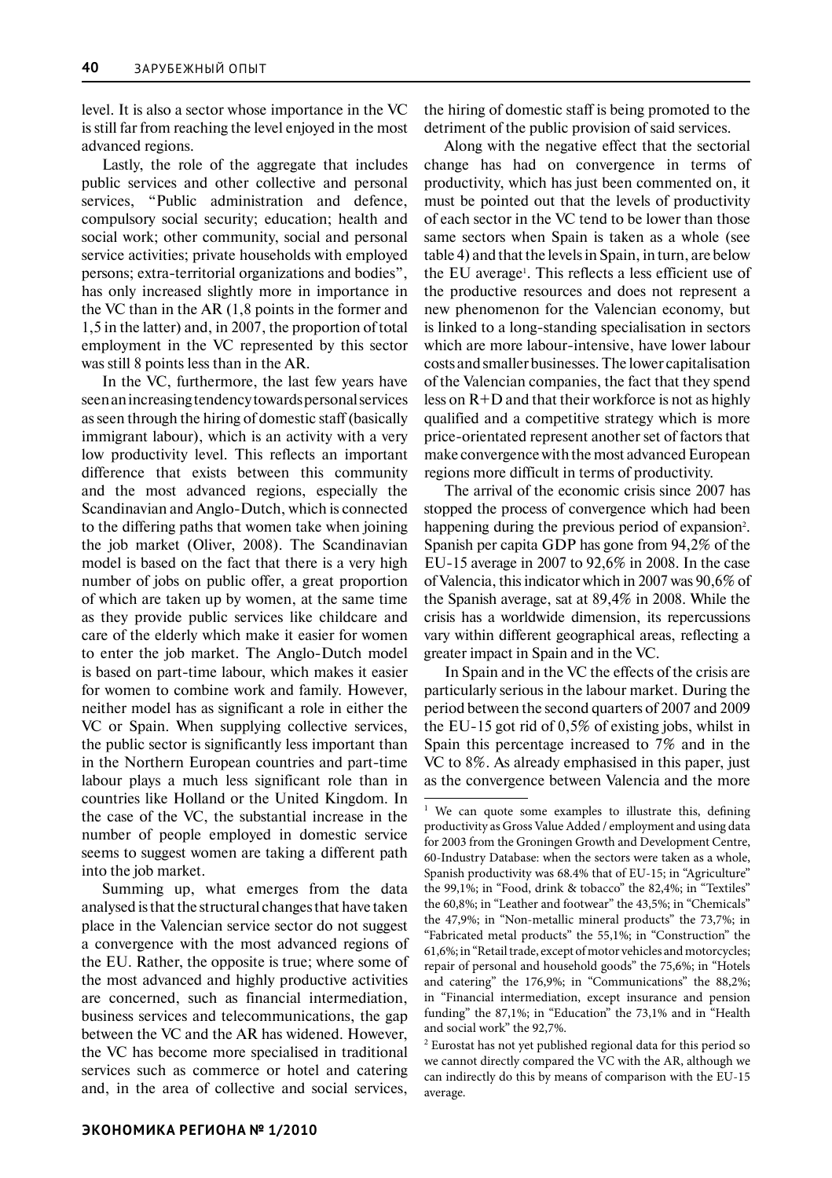level. It is also a sector whose importance in the VC is still far from reaching the level enjoyed in the most advanced regions.

Lastly, the role of the aggregate that includes public services and other collective and personal services, "Public administration and defence, compulsory social security; education; health and social work; other community, social and personal service activities; private households with employed persons; extra-territorial organizations and bodies", has only increased slightly more in importance in the VC than in the AR (1,8 points in the former and 1,5 in the latter) and, in 2007, the proportion of total employment in the VC represented by this sector was still 8 points less than in the AR.

In the VC, furthermore, the last few years have seen an increasing tendency towards personal services as seen through the hiring of domestic staff (basically immigrant labour), which is an activity with a very low productivity level. This reflects an important difference that exists between this community and the most advanced regions, especially the Scandinavian and Anglo-Dutch, which is connected to the differing paths that women take when joining the job market (Oliver, 2008). The Scandinavian model is based on the fact that there is a very high number of jobs on public offer, a great proportion of which are taken up by women, at the same time as they provide public services like childcare and care of the elderly which make it easier for women to enter the job market. The Anglo-Dutch model is based on part-time labour, which makes it easier for women to combine work and family. However, neither model has as significant a role in either the VC or Spain. When supplying collective services, the public sector is significantly less important than in the Northern European countries and part-time labour plays a much less significant role than in countries like Holland or the United Kingdom. In the case of the VC, the substantial increase in the number of people employed in domestic service seems to suggest women are taking a different path into the job market.

Summing up, what emerges from the data analysed is that the structural changes that have taken place in the Valencian service sector do not suggest a convergence with the most advanced regions of the EU. Rather, the opposite is true; where some of the most advanced and highly productive activities are concerned, such as financial intermediation, business services and telecommunications, the gap between the VC and the AR has widened. However, the VC has become more specialised in traditional services such as commerce or hotel and catering and, in the area of collective and social services, the hiring of domestic staff is being promoted to the detriment of the public provision of said services.

Along with the negative effect that the sectorial change has had on convergence in terms of productivity, which has just been commented on, it must be pointed out that the levels of productivity of each sector in the VC tend to be lower than those same sectors when Spain is taken as a whole (see table 4) and that the levels in Spain, in turn, are below the EU average[1]. This reflects a less efficient use of the productive resources and does not represent a new phenomenon for the Valencian economy, but is linked to a long-standing specialisation in sectors which are more labour-intensive, have lower labour costs and smaller businesses. The lower capitalisation of the Valencian companies, the fact that they spend less on R+D and that their workforce is not as highly qualified and a competitive strategy which is more price-orientated represent another set of factors that make convergence with the most advanced European regions more difficult in terms of productivity.

The arrival of the economic crisis since 2007 has stopped the process of convergence which had been happening during the previous period of expansion[2]. Spanish per capita GDP has gone from 94,2% of the EU-15 average in 2007 to 92,6% in 2008. In the case of Valencia, this indicator which in 2007 was 90,6% of the Spanish average, sat at 89,4% in 2008. While the crisis has a worldwide dimension, its repercussions vary within different geographical areas, reflecting a greater impact in Spain and in the VC.

In Spain and in the VC the effects of the crisis are particularly serious in the labour market. During the period between the second quarters of 2007 and 2009 the EU-15 got rid of 0,5% of existing jobs, whilst in Spain this percentage increased to 7% and in the VC to 8%. As already emphasised in this paper, just as the convergence between Valencia and the more

---

[1] We can quote some examples to illustrate this, defining productivity as Gross Value Added / employment and using data for 2003 from the Groningen Growth and Development Centre, 60-Industry Database: when the sectors were taken as a whole, Spanish productivity was 68.4% that of EU-15; in "Agriculture" the 99,1%; in "Food, drink & tobacco" the 82,4%; in "Textiles" the 60,8%; in "Leather and footwear" the 43,5%; in "Chemicals" the 47,9%; in "Non-metallic mineral products" the 73,7%; in "Fabricated metal products" the 55,1%; in "Construction" the 61,6%; in "Retail trade, except of motor vehicles and motorcycles; repair of personal and household goods" the 75,6%; in "Hotels and catering" the 176,9%; in "Communications" the 88,2%; in "Financial intermediation, except insurance and pension funding" the 87,1%; in "Education" the 73,1% and in "Health and social work" the 92,7%.

[2] Eurostat has not yet published regional data for this period so we cannot directly compared the VC with the AR, although we can indirectly do this by means of comparison with the EU-15 average.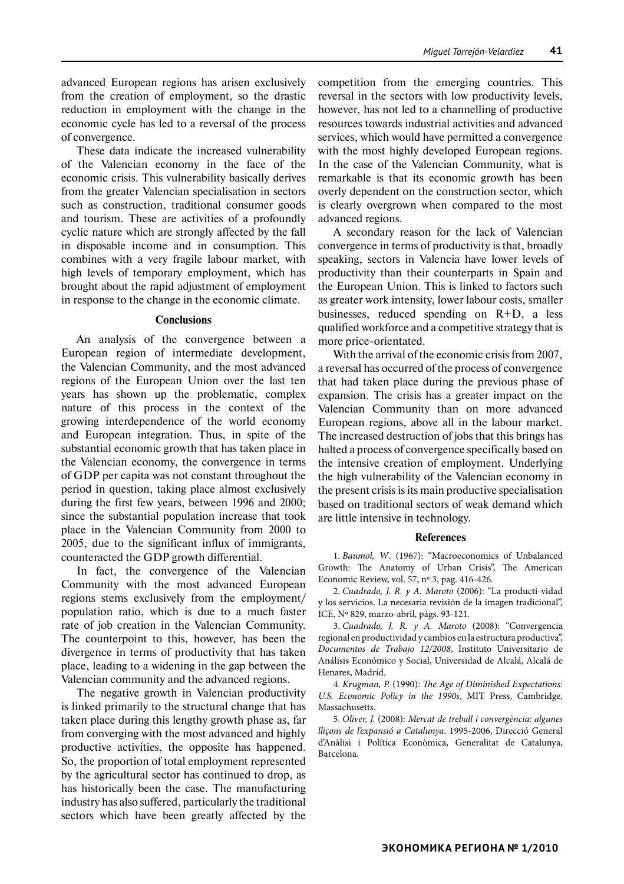advanced European regions has arisen exclusively from the creation of employment, so the drastic reduction in employment with the change in the economic cycle has led to a reversal of the process of convergence.

These data indicate the increased vulnerability of the Valencian economy in the face of the economic crisis. This vulnerability basically derives from the greater Valencian specialisation in sectors such as construction, traditional consumer goods and tourism. These are activities of a profoundly cyclic nature which are strongly affected by the fall in disposable income and in consumption. This combines with a very fragile labour market, with high levels of temporary employment, which has brought about the rapid adjustment of employment in response to the change in the economic climate.

## Conclusions

An analysis of the convergence between a European region of intermediate development, the Valencian Community, and the most advanced regions of the European Union over the last ten years has shown up the problematic, complex nature of this process in the context of the growing interdependence of the world economy and European integration. Thus, in spite of the substantial economic growth that has taken place in the Valencian economy, the convergence in terms of GDP per capita was not constant throughout the period in question, taking place almost exclusively during the first few years, between 1996 and 2000; since the substantial population increase that took place in the Valencian Community from 2000 to 2005, due to the significant influx of immigrants, counteracted the GDP growth differential.

In fact, the convergence of the Valencian Community with the most advanced European regions stems exclusively from the employment/population ratio, which is due to a much faster rate of job creation in the Valencian Community. The counterpoint to this, however, has been the divergence in terms of productivity that has taken place, leading to a widening in the gap between the Valencian community and the advanced regions.

The negative growth in Valencian productivity is linked primarily to the structural change that has taken place during this lengthy growth phase as, far from converging with the most advanced and highly productive activities, the opposite has happened. So, the proportion of total employment represented by the agricultural sector has continued to drop, as has historically been the case. The manufacturing industry has also suffered, particularly the traditional sectors which have been greatly affected by the competition from the emerging countries. This reversal in the sectors with low productivity levels, however, has not led to a channelling of productive resources towards industrial activities and advanced services, which would have permitted a convergence with the most highly developed European regions. In the case of the Valencian Community, what is remarkable is that its economic growth has been overly dependent on the construction sector, which is clearly overgrown when compared to the most advanced regions.

A secondary reason for the lack of Valencian convergence in terms of productivity is that, broadly speaking, sectors in Valencia have lower levels of productivity than their counterparts in Spain and the European Union. This is linked to factors such as greater work intensity, lower labour costs, smaller businesses, reduced spending on R+D, a less qualified workforce and a competitive strategy that is more price-orientated.

With the arrival of the economic crisis from 2007, a reversal has occurred of the process of convergence that had taken place during the previous phase of expansion. The crisis has a greater impact on the Valencian Community than on more advanced European regions, above all in the labour market. The increased destruction of jobs that this brings has halted a process of convergence specifically based on the intensive creation of employment. Underlying the high vulnerability of the Valencian economy in the present crisis is its main productive specialisation based on traditional sectors of weak demand which are little intensive in technology.

## References

1. *Baumol, W*. (1967): "Macroeconomics of Unbalanced Growth: The Anatomy of Urban Crisis", The American Economic Review, vol. 57, nº 3, pag. 416-426.

2. *Cuadrado, J. R. y A. Maroto* (2006): "La producti-vidad y los servicios. La necesaria revisión de la imagen tradicional", ICE, Nº 829, marzo-abril, págs. 93-121.

3. *Cuadrado, J. R. y A. Maroto* (2008): "Convergencia regional en productividad y cambios en la estructura productiva", *Documentos de Trabajo 12/2008*, Instituto Universitario de Análisis Económico y Social, Universidad de Alcalá, Alcalá de Henares, Madrid.

4. *Krugman, P.* (1990): *The Age of Diminished Expectations: U.S. Economic Policy in the 1990s*, MIT Press, Cambridge, Massachusetts.

5. *Oliver, J.* (2008): *Mercat de treball i convergència: algunes lliçons de l'expansió a Catalunya*. 1995-2006, Direcció General d'Anàlisi i Política Econòmica, Generalitat de Catalunya, Barcelona.